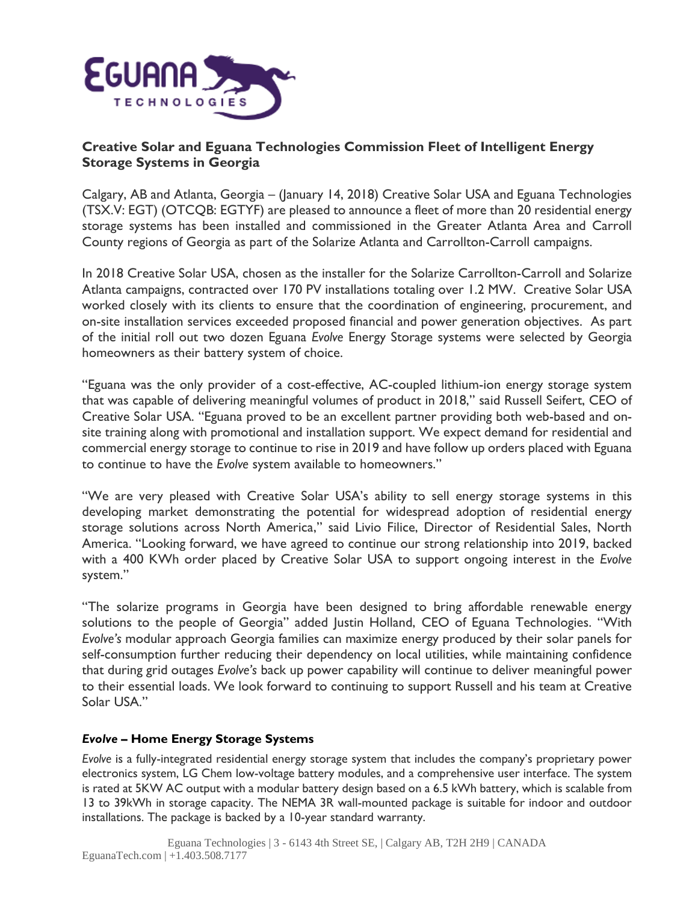# Creative Solar and Eguana Technologies Commission Fleet of Intelligent Energy Storage Systems in Georgia

Calgary, AB and Atlanta, Georgia – (January 14, 2018) Creative Solar USA and Eguana Technologies (TSX.V: EGT) (OTCQB: EGTYF) are pleased to announce a fleet of more than 20 residential energy storage systems has been installed and commissioned in the Greater Atlanta Area and Carroll County regions of Georgia as part of the Solarize Atlanta and Carrollton-Carroll campaigns.

In 2018 Creative Solar USA, chosen as the installer for the Solarize Carrollton-Carroll and Solarize Atlanta campaigns, contracted over 170 PV installations totaling over 1.2 MW. Creative Solar USA worked closely with its clients to ensure that the coordination of engineering, procurement, and on-site installation services exceeded proposed financial and power generation objectives. As part of the initial roll out two dozen Eguana *Evolve* Energy Storage systems were selected by Georgia homeowners as their battery system of choice.

"Eguana was the only provider of a cost-effective, AC-coupled lithium-ion energy storage system that was capable of delivering meaningful volumes of product in 2018," said Russell Seifert, CEO of Creative Solar USA. "Eguana proved to be an excellent partner providing both web-based and on-site training along with promotional and installation support. We expect demand for residential and commercial energy storage to continue to rise in 2019 and have follow up orders placed with Eguana to continue to have the *Evolve* system available to homeowners."

"We are very pleased with Creative Solar USA's ability to sell energy storage systems in this developing market demonstrating the potential for widespread adoption of residential energy storage solutions across North America," said Livio Filice, Director of Residential Sales, North America. "Looking forward, we have agreed to continue our strong relationship into 2019, backed with a 400 KWh order placed by Creative Solar USA to support ongoing interest in the *Evolve* system."

"The solarize programs in Georgia have been designed to bring affordable renewable energy solutions to the people of Georgia" added Justin Holland, CEO of Eguana Technologies. "With *Evolve's* modular approach Georgia families can maximize energy produced by their solar panels for self-consumption further reducing their dependency on local utilities, while maintaining confidence that during grid outages *Evolve's* back up power capability will continue to deliver meaningful power to their essential loads. We look forward to continuing to support Russell and his team at Creative Solar USA."

### *Evolve* – Home Energy Storage Systems

*Evolve* is a fully-integrated residential energy storage system that includes the company's proprietary power electronics system, LG Chem low-voltage battery modules, and a comprehensive user interface. The system is rated at 5KW AC output with a modular battery design based on a 6.5 kWh battery, which is scalable from 13 to 39kWh in storage capacity. The NEMA 3R wall-mounted package is suitable for indoor and outdoor installations. The package is backed by a 10-year standard warranty.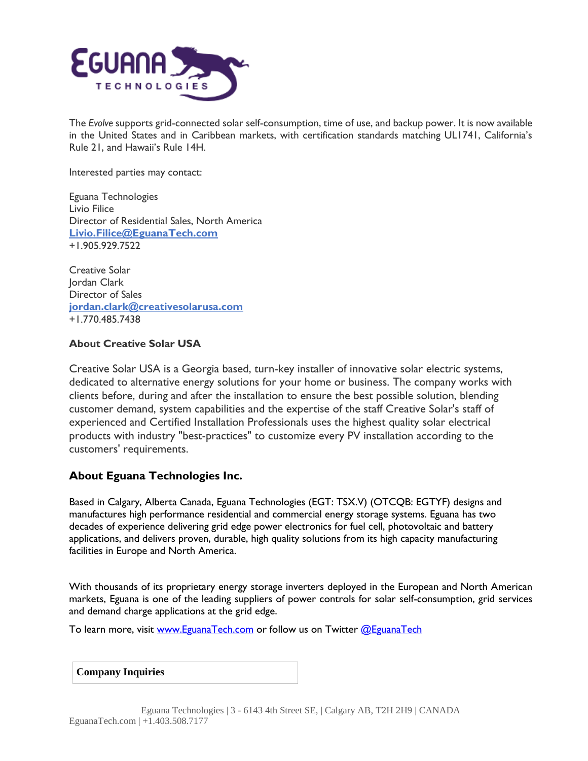The *Evolve* supports grid-connected solar self-consumption, time of use, and backup power. It is now available in the United States and in Caribbean markets, with certification standards matching UL1741, California's Rule 21, and Hawaii's Rule 14H.

Interested parties may contact:

Eguana Technologies
Livio Filice
Director of Residential Sales, North America
**Livio.Filice@EguanaTech.com**
+1.905.929.7522

Creative Solar
Jordan Clark
Director of Sales
**jordan.clark@creativesolarusa.com**
+1.770.485.7438

**About Creative Solar USA**

Creative Solar USA is a Georgia based, turn-key installer of innovative solar electric systems, dedicated to alternative energy solutions for your home or business. The company works with clients before, during and after the installation to ensure the best possible solution, blending customer demand, system capabilities and the expertise of the staff Creative Solar's staff of experienced and Certified Installation Professionals uses the highest quality solar electrical products with industry "best-practices" to customize every PV installation according to the customers' requirements.

## About Eguana Technologies Inc.

Based in Calgary, Alberta Canada, Eguana Technologies (EGT: TSX.V) (OTCQB: EGTYF) designs and manufactures high performance residential and commercial energy storage systems. Eguana has two decades of experience delivering grid edge power electronics for fuel cell, photovoltaic and battery applications, and delivers proven, durable, high quality solutions from its high capacity manufacturing facilities in Europe and North America.

With thousands of its proprietary energy storage inverters deployed in the European and North American markets, Eguana is one of the leading suppliers of power controls for solar self-consumption, grid services and demand charge applications at the grid edge.

To learn more, visit www.EguanaTech.com or follow us on Twitter @EguanaTech

**Company Inquiries**

Eguana Technologies | 3 - 6143 4th Street SE, | Calgary AB, T2H 2H9 | CANADA
EguanaTech.com | +1.403.508.7177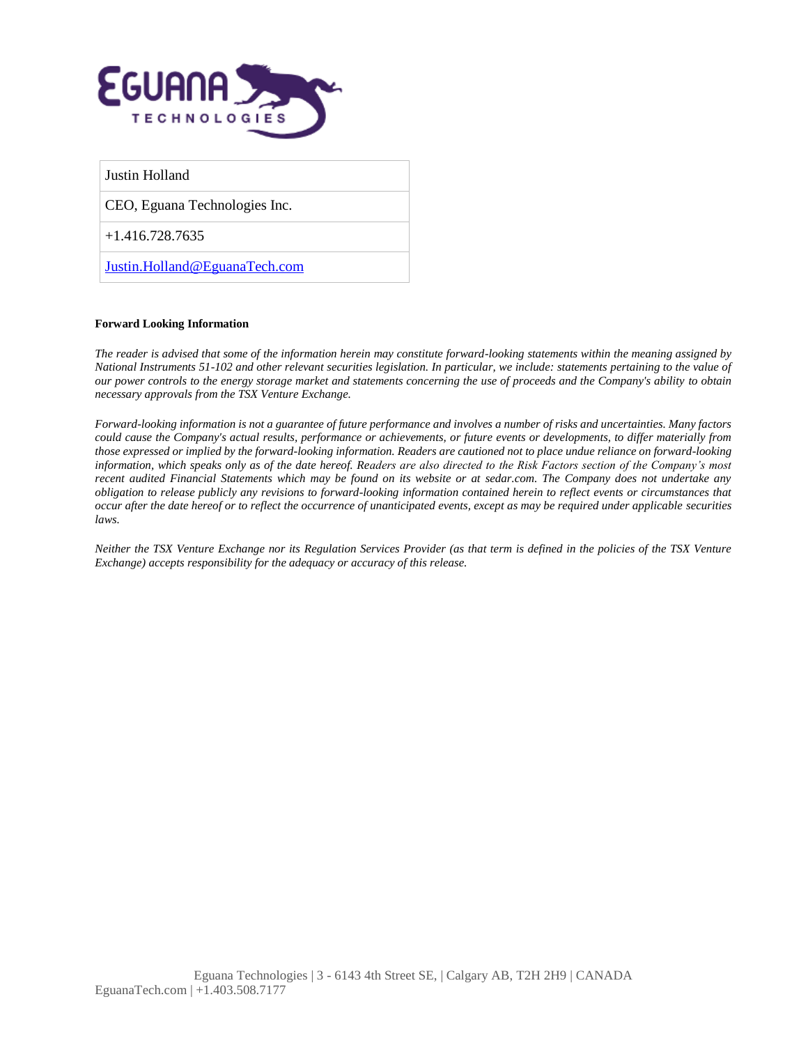| |
|---|
| Justin Holland |
| CEO, Eguana Technologies Inc. |
| +1.416.728.7635 |
| Justin.Holland@EguanaTech.com |

**Forward Looking Information**

*The reader is advised that some of the information herein may constitute forward-looking statements within the meaning assigned by National Instruments 51-102 and other relevant securities legislation. In particular, we include: statements pertaining to the value of our power controls to the energy storage market and statements concerning the use of proceeds and the Company's ability to obtain necessary approvals from the TSX Venture Exchange.*

*Forward-looking information is not a guarantee of future performance and involves a number of risks and uncertainties. Many factors could cause the Company's actual results, performance or achievements, or future events or developments, to differ materially from those expressed or implied by the forward-looking information. Readers are cautioned not to place undue reliance on forward-looking information, which speaks only as of the date hereof. Readers are also directed to the Risk Factors section of the Company's most recent audited Financial Statements which may be found on its website or at sedar.com. The Company does not undertake any obligation to release publicly any revisions to forward-looking information contained herein to reflect events or circumstances that occur after the date hereof or to reflect the occurrence of unanticipated events, except as may be required under applicable securities laws.*

*Neither the TSX Venture Exchange nor its Regulation Services Provider (as that term is defined in the policies of the TSX Venture Exchange) accepts responsibility for the adequacy or accuracy of this release.*

Eguana Technologies | 3 - 6143 4th Street SE, | Calgary AB, T2H 2H9 | CANADA
EguanaTech.com | +1.403.508.7177